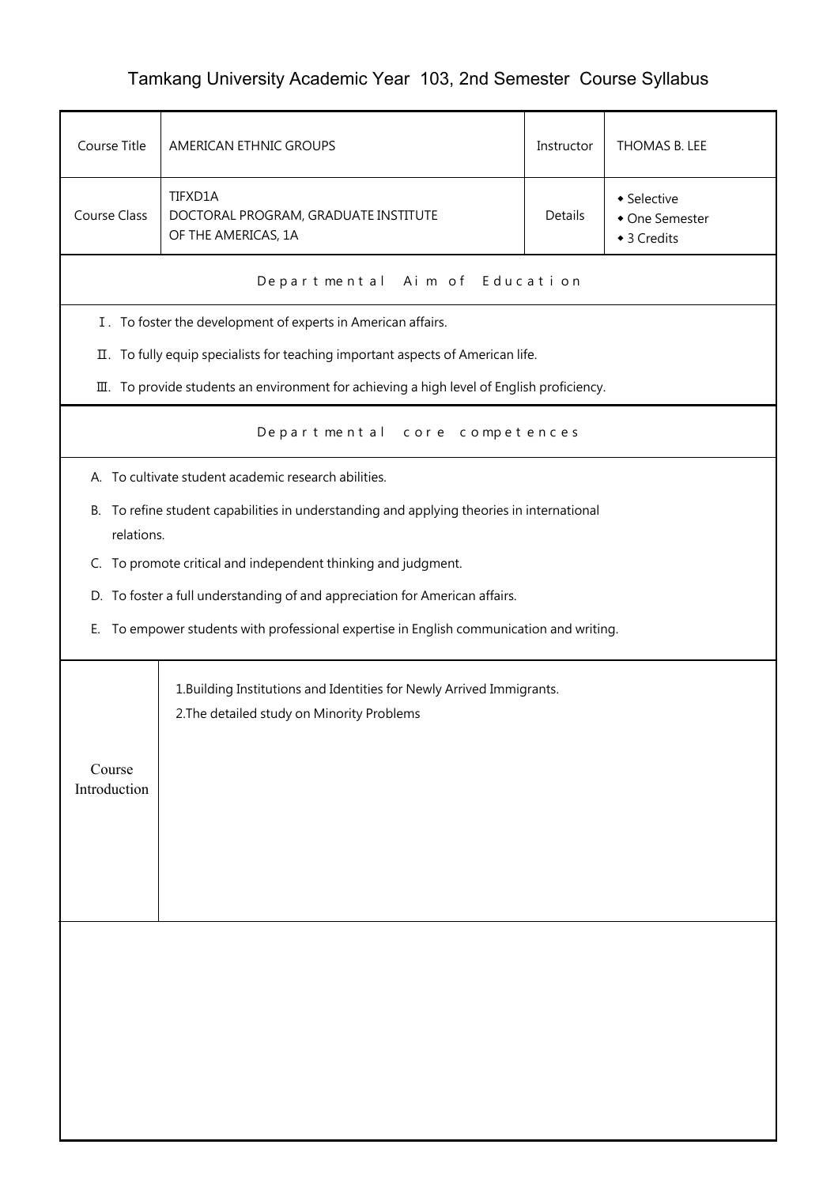# Tamkang University Academic Year 103, 2nd Semester Course Syllabus

| Course Title | AMERICAN ETHNIC GROUPS | Instructor | THOMAS B. LEE |
|---|---|---|---|
| Course Class | TIFXD1A<br>DOCTORAL PROGRAM, GRADUATE INSTITUTE OF THE AMERICAS, 1A | Details | ◆ Selective<br>◆ One Semester<br>◆ 3 Credits |

## Departmental Aim of Education

Ⅰ. To foster the development of experts in American affairs.

Ⅱ. To fully equip specialists for teaching important aspects of American life.

Ⅲ. To provide students an environment for achieving a high level of English proficiency.

## Departmental core competences

A. To cultivate student academic research abilities.

B. To refine student capabilities in understanding and applying theories in international relations.

C. To promote critical and independent thinking and judgment.

D. To foster a full understanding of and appreciation for American affairs.

E. To empower students with professional expertise in English communication and writing.

| Course Introduction | 1.Building Institutions and Identities for Newly Arrived Immigrants.<br>2.The detailed study on Minority Problems |
|---|---|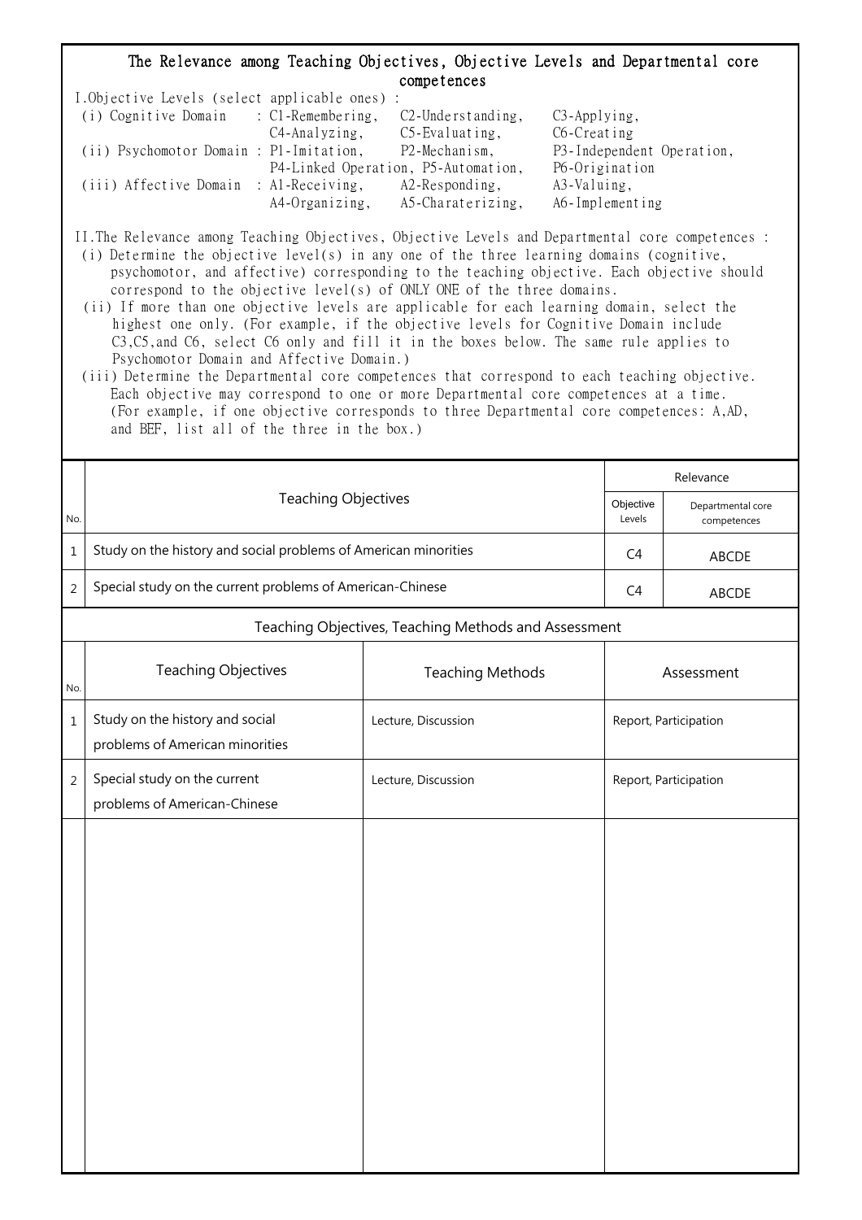## The Relevance among Teaching Objectives, Objective Levels and Departmental core competences

I.Objective Levels (select applicable ones) :

(i) Cognitive Domain : C1-Remembering, C2-Understanding, C3-Applying, C4-Analyzing, C5-Evaluating, C6-Creating

(ii) Psychomotor Domain : P1-Imitation, P2-Mechanism, P3-Independent Operation, P4-Linked Operation, P5-Automation, P6-Origination

(iii) Affective Domain : A1-Receiving, A2-Responding, A3-Valuing, A4-Organizing, A5-Charaterizing, A6-Implementing

II.The Relevance among Teaching Objectives, Objective Levels and Departmental core competences :

(i) Determine the objective level(s) in any one of the three learning domains (cognitive, psychomotor, and affective) corresponding to the teaching objective. Each objective should correspond to the objective level(s) of ONLY ONE of the three domains.

(ii) If more than one objective levels are applicable for each learning domain, select the highest one only. (For example, if the objective levels for Cognitive Domain include C3,C5,and C6, select C6 only and fill it in the boxes below. The same rule applies to Psychomotor Domain and Affective Domain.)

(iii) Determine the Departmental core competences that correspond to each teaching objective. Each objective may correspond to one or more Departmental core competences at a time. (For example, if one objective corresponds to three Departmental core competences: A,AD, and BEF, list all of the three in the box.)

| No. | Teaching Objectives | Relevance: Objective Levels | Relevance: Departmental core competences |
|---|---|---|---|
| 1 | Study on the history and social problems of American minorities | C4 | ABCDE |
| 2 | Special study on the current problems of American-Chinese | C4 | ABCDE |

### Teaching Objectives, Teaching Methods and Assessment

| No. | Teaching Objectives | Teaching Methods | Assessment |
|---|---|---|---|
| 1 | Study on the history and social problems of American minorities | Lecture, Discussion | Report, Participation |
| 2 | Special study on the current problems of American-Chinese | Lecture, Discussion | Report, Participation |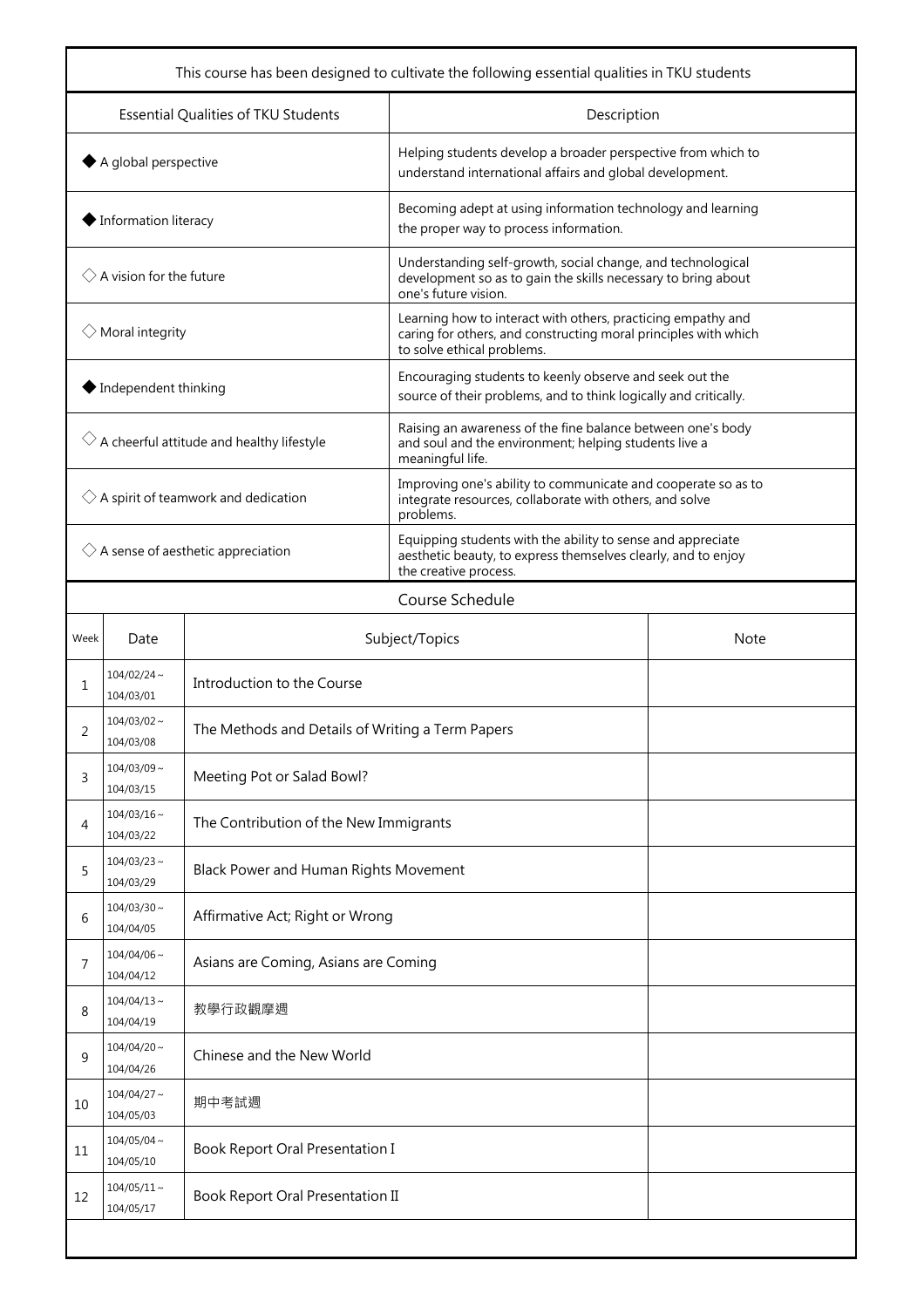| This course has been designed to cultivate the following essential qualities in TKU students | |
|---|---|
| Essential Qualities of TKU Students | Description |
| ◆ A global perspective | Helping students develop a broader perspective from which to understand international affairs and global development. |
| ◆ Information literacy | Becoming adept at using information technology and learning the proper way to process information. |
| ◇ A vision for the future | Understanding self-growth, social change, and technological development so as to gain the skills necessary to bring about one's future vision. |
| ◇ Moral integrity | Learning how to interact with others, practicing empathy and caring for others, and constructing moral principles with which to solve ethical problems. |
| ◆ Independent thinking | Encouraging students to keenly observe and seek out the source of their problems, and to think logically and critically. |
| ◇ A cheerful attitude and healthy lifestyle | Raising an awareness of the fine balance between one's body and soul and the environment; helping students live a meaningful life. |
| ◇ A spirit of teamwork and dedication | Improving one's ability to communicate and cooperate so as to integrate resources, collaborate with others, and solve problems. |
| ◇ A sense of aesthetic appreciation | Equipping students with the ability to sense and appreciate aesthetic beauty, to express themselves clearly, and to enjoy the creative process. |

Course Schedule

| Week | Date | Subject/Topics | Note |
|---|---|---|---|
| 1 | 104/02/24 ~ 104/03/01 | Introduction to the Course | |
| 2 | 104/03/02 ~ 104/03/08 | The Methods and Details of Writing a Term Papers | |
| 3 | 104/03/09 ~ 104/03/15 | Meeting Pot or Salad Bowl? | |
| 4 | 104/03/16 ~ 104/03/22 | The Contribution of the New Immigrants | |
| 5 | 104/03/23 ~ 104/03/29 | Black Power and Human Rights Movement | |
| 6 | 104/03/30 ~ 104/04/05 | Affirmative Act; Right or Wrong | |
| 7 | 104/04/06 ~ 104/04/12 | Asians are Coming, Asians are Coming | |
| 8 | 104/04/13 ~ 104/04/19 | 教學行政觀摩週 | |
| 9 | 104/04/20 ~ 104/04/26 | Chinese and the New World | |
| 10 | 104/04/27 ~ 104/05/03 | 期中考試週 | |
| 11 | 104/05/04 ~ 104/05/10 | Book Report Oral Presentation I | |
| 12 | 104/05/11 ~ 104/05/17 | Book Report Oral Presentation II | |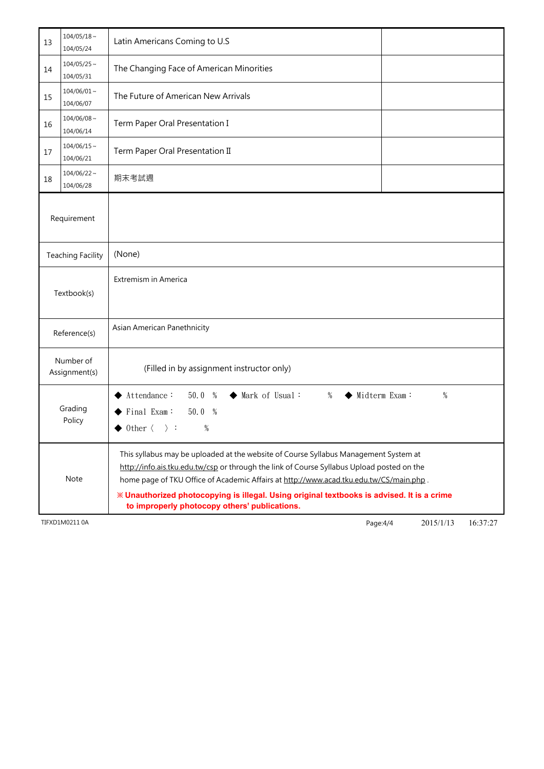| | | | |
|---|---|---|---|
| 13 | 104/05/18～104/05/24 | Latin Americans Coming to U.S | |
| 14 | 104/05/25～104/05/31 | The Changing Face of American Minorities | |
| 15 | 104/06/01～104/06/07 | The Future of American New Arrivals | |
| 16 | 104/06/08～104/06/14 | Term Paper Oral Presentation I | |
| 17 | 104/06/15～104/06/21 | Term Paper Oral Presentation II | |
| 18 | 104/06/22～104/06/28 | 期末考試週 | |

| | |
|---|---|
| Requirement | |
| Teaching Facility | (None) |
| Textbook(s) | Extremism in America |
| Reference(s) | Asian American Panethnicity |
| Number of Assignment(s) | (Filled in by assignment instructor only) |
| Grading Policy | ◆ Attendance： 50.0 % ◆ Mark of Usual： % ◆ Midterm Exam： %<br>◆ Final Exam： 50.0 %<br>◆ Other〈 〉： % |
| Note | This syllabus may be uploaded at the website of Course Syllabus Management System at http://info.ais.tku.edu.tw/csp or through the link of Course Syllabus Upload posted on the home page of TKU Office of Academic Affairs at http://www.acad.tku.edu.tw/CS/main.php .<br>**※ Unauthorized photocopying is illegal. Using original textbooks is advised. It is a crime to improperly photocopy others' publications.** |

TIFXD1M0211 0A 2015/1/13 16:37:27